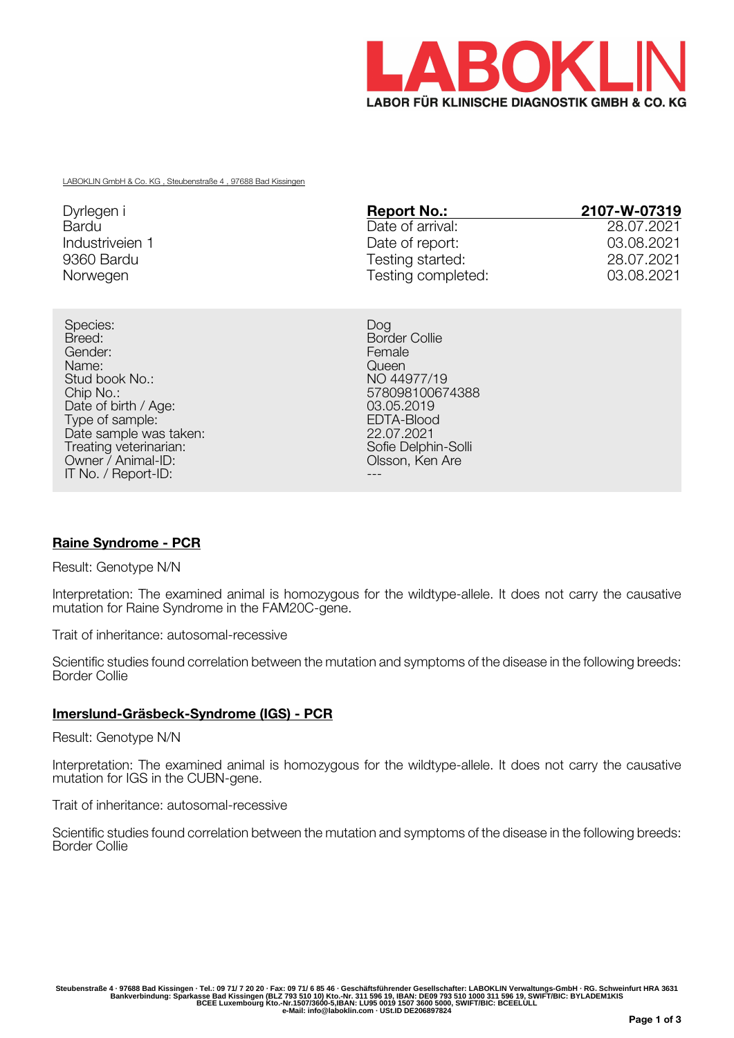# LABOKLIN

**LABOR FÜR KLINISCHE DIAGNOSTIK GMBH & CO. KG**

LABOKLIN GmbH & Co. KG , Steubenstraße 4 , 97688 Bad Kissingen

Dyrlegen i
Bardu
Industriveien 1
9360 Bardu
Norwegen

| **Report No.:** | **2107-W-07319** |
|---|---|
| Date of arrival: | 28.07.2021 |
| Date of report: | 03.08.2021 |
| Testing started: | 28.07.2021 |
| Testing completed: | 03.08.2021 |

| | |
|---|---|
| Species: | Dog |
| Breed: | Border Collie |
| Gender: | Female |
| Name: | Queen |
| Stud book No.: | NO 44977/19 |
| Chip No.: | 578098100674388 |
| Date of birth / Age: | 03.05.2019 |
| Type of sample: | EDTA-Blood |
| Date sample was taken: | 22.07.2021 |
| Treating veterinarian: | Sofie Delphin-Solli |
| Owner / Animal-ID: | Olsson, Ken Are |
| IT No. / Report-ID: | --- |

## Raine Syndrome - PCR

Result: Genotype N/N

Interpretation: The examined animal is homozygous for the wildtype-allele. It does not carry the causative mutation for Raine Syndrome in the FAM20C-gene.

Trait of inheritance: autosomal-recessive

Scientific studies found correlation between the mutation and symptoms of the disease in the following breeds: Border Collie

## Imerslund-Gräsbeck-Syndrome (IGS) - PCR

Result: Genotype N/N

Interpretation: The examined animal is homozygous for the wildtype-allele. It does not carry the causative mutation for IGS in the CUBN-gene.

Trait of inheritance: autosomal-recessive

Scientific studies found correlation between the mutation and symptoms of the disease in the following breeds: Border Collie

Steubenstraße 4 · 97688 Bad Kissingen · Tel.: 09 71/ 7 20 20 · Fax: 09 71/ 6 85 46 · Geschäftsführender Gesellschafter: LABOKLIN Verwaltungs-GmbH · RG. Schweinfurt HRA 3631
Bankverbindung: Sparkasse Bad Kissingen (BLZ 793 510 10) Kto.-Nr. 311 596 19, IBAN: DE09 793 510 1000 311 596 19, SWIFT/BIC: BYLADEM1KIS
BCEE Luxembourg Kto.-Nr.1507/3600-5,IBAN: LU95 0019 1507 3600 5000, SWIFT/BIC: BCEELULL
e-Mail: info@laboklin.com · USt.ID DE206897824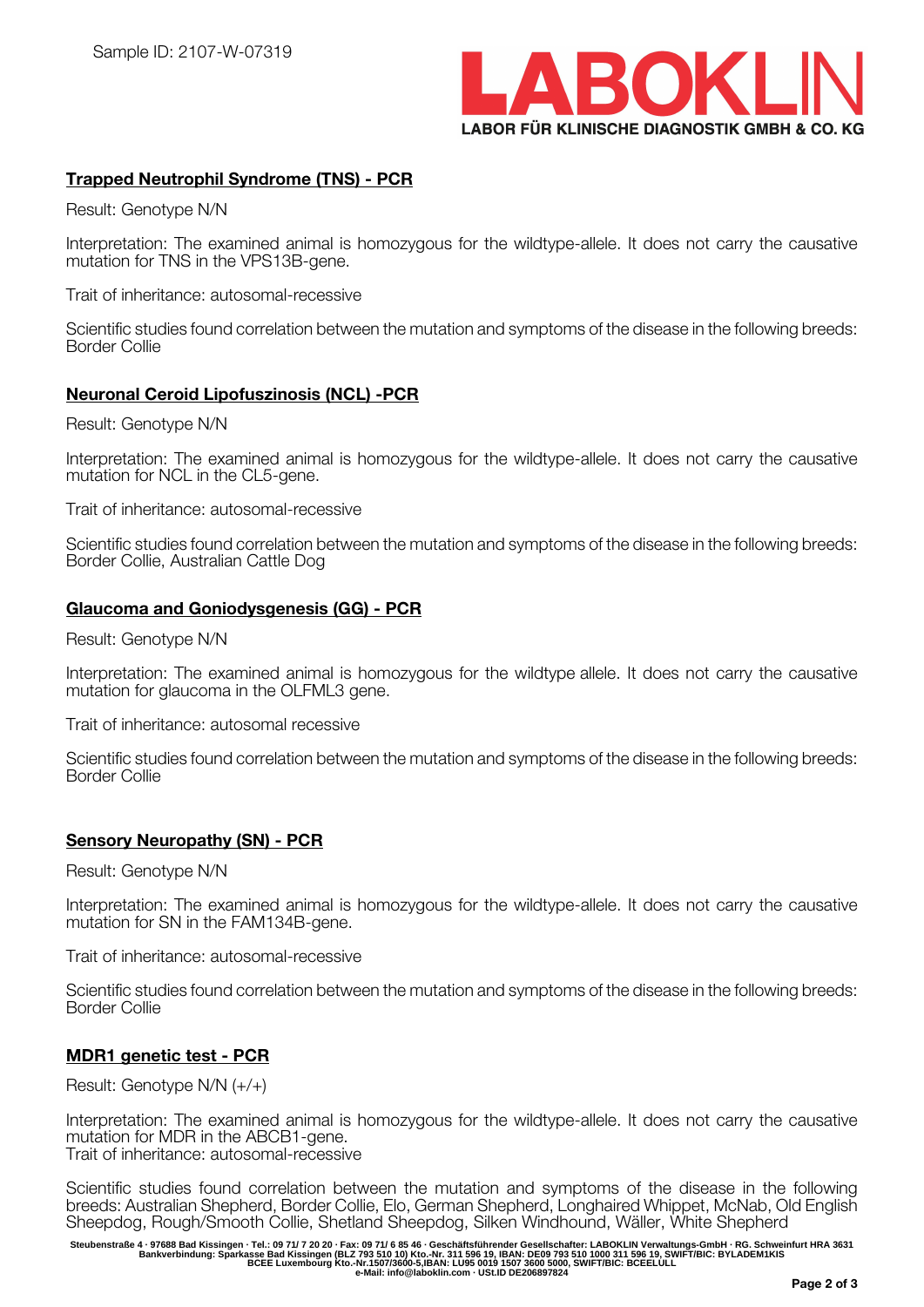Sample ID: 2107-W-07319

**LABOKLIN**
LABOR FÜR KLINISCHE DIAGNOSTIK GMBH & CO. KG

## Trapped Neutrophil Syndrome (TNS) - PCR

Result: Genotype N/N

Interpretation: The examined animal is homozygous for the wildtype-allele. It does not carry the causative mutation for TNS in the VPS13B-gene.

Trait of inheritance: autosomal-recessive

Scientific studies found correlation between the mutation and symptoms of the disease in the following breeds: Border Collie

## Neuronal Ceroid Lipofuszinosis (NCL) -PCR

Result: Genotype N/N

Interpretation: The examined animal is homozygous for the wildtype-allele. It does not carry the causative mutation for NCL in the CL5-gene.

Trait of inheritance: autosomal-recessive

Scientific studies found correlation between the mutation and symptoms of the disease in the following breeds: Border Collie, Australian Cattle Dog

## Glaucoma and Goniodysgenesis (GG) - PCR

Result: Genotype N/N

Interpretation: The examined animal is homozygous for the wildtype allele. It does not carry the causative mutation for glaucoma in the OLFML3 gene.

Trait of inheritance: autosomal recessive

Scientific studies found correlation between the mutation and symptoms of the disease in the following breeds: Border Collie

## Sensory Neuropathy (SN) - PCR

Result: Genotype N/N

Interpretation: The examined animal is homozygous for the wildtype-allele. It does not carry the causative mutation for SN in the FAM134B-gene.

Trait of inheritance: autosomal-recessive

Scientific studies found correlation between the mutation and symptoms of the disease in the following breeds: Border Collie

## MDR1 genetic test - PCR

Result: Genotype N/N (+/+)

Interpretation: The examined animal is homozygous for the wildtype-allele. It does not carry the causative mutation for MDR in the ABCB1-gene.
Trait of inheritance: autosomal-recessive

Scientific studies found correlation between the mutation and symptoms of the disease in the following breeds: Australian Shepherd, Border Collie, Elo, German Shepherd, Longhaired Whippet, McNab, Old English Sheepdog, Rough/Smooth Collie, Shetland Sheepdog, Silken Windhound, Wäller, White Shepherd

Steubenstraße 4 · 97688 Bad Kissingen · Tel.: 09 71/ 7 20 20 · Fax: 09 71/ 6 85 46 · Geschäftsführender Gesellschafter: LABOKLIN Verwaltungs-GmbH · RG. Schweinfurt HRA 3631
Bankverbindung: Sparkasse Bad Kissingen (BLZ 793 510 10) Kto.-Nr. 311 596 19, IBAN: DE09 793 510 1000 311 596 19, SWIFT/BIC: BYLADEM1KIS
BCEE Luxembourg Kto.-Nr.1507/3600-5,IBAN: LU95 0019 1507 3600 5000, SWIFT/BIC: BCEELULL
e-Mail: info@laboklin.com · USt.ID DE206897824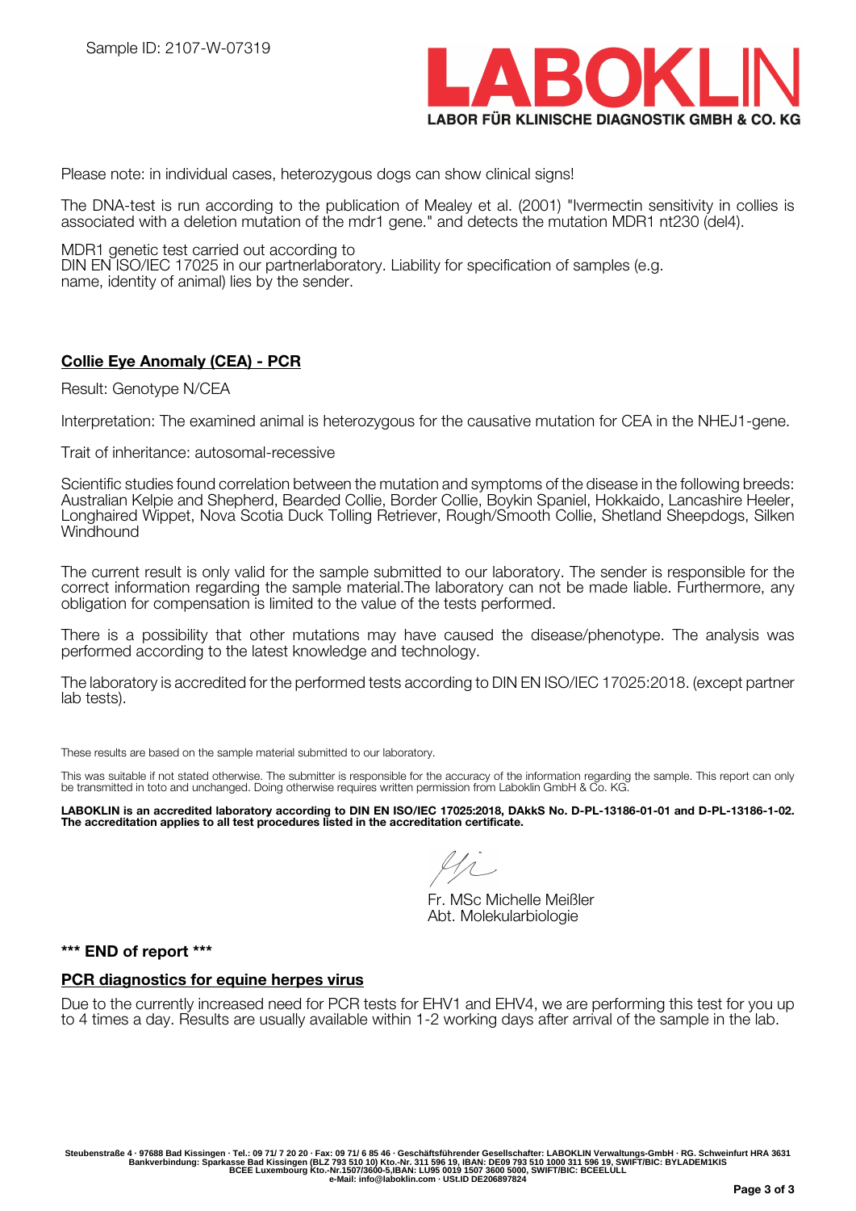Please note: in individual cases, heterozygous dogs can show clinical signs!

The DNA-test is run according to the publication of Mealey et al. (2001) "Ivermectin sensitivity in collies is associated with a deletion mutation of the mdr1 gene." and detects the mutation MDR1 nt230 (del4).

MDR1 genetic test carried out according to
DIN EN ISO/IEC 17025 in our partnerlaboratory. Liability for specification of samples (e.g. name, identity of animal) lies by the sender.

**Collie Eye Anomaly (CEA) - PCR**

Result: Genotype N/CEA

Interpretation: The examined animal is heterozygous for the causative mutation for CEA in the NHEJ1-gene.

Trait of inheritance: autosomal-recessive

Scientific studies found correlation between the mutation and symptoms of the disease in the following breeds: Australian Kelpie and Shepherd, Bearded Collie, Border Collie, Boykin Spaniel, Hokkaido, Lancashire Heeler, Longhaired Wippet, Nova Scotia Duck Tolling Retriever, Rough/Smooth Collie, Shetland Sheepdogs, Silken Windhound

The current result is only valid for the sample submitted to our laboratory. The sender is responsible for the correct information regarding the sample material.The laboratory can not be made liable. Furthermore, any obligation for compensation is limited to the value of the tests performed.

There is a possibility that other mutations may have caused the disease/phenotype. The analysis was performed according to the latest knowledge and technology.

The laboratory is accredited for the performed tests according to DIN EN ISO/IEC 17025:2018. (except partner lab tests).

These results are based on the sample material submitted to our laboratory.

This was suitable if not stated otherwise. The submitter is responsible for the accuracy of the information regarding the sample. This report can only be transmitted in toto and unchanged. Doing otherwise requires written permission from Laboklin GmbH & Co. KG.

**LABOKLIN is an accredited laboratory according to DIN EN ISO/IEC 17025:2018, DAkkS No. D-PL-13186-01-01 and D-PL-13186-1-02. The accreditation applies to all test procedures listed in the accreditation certificate.**

Fr. MSc Michelle Meißler
Abt. Molekularbiologie

**\*\*\* END of report \*\*\***

**PCR diagnostics for equine herpes virus**

Due to the currently increased need for PCR tests for EHV1 and EHV4, we are performing this test for you up to 4 times a day. Results are usually available within 1-2 working days after arrival of the sample in the lab.